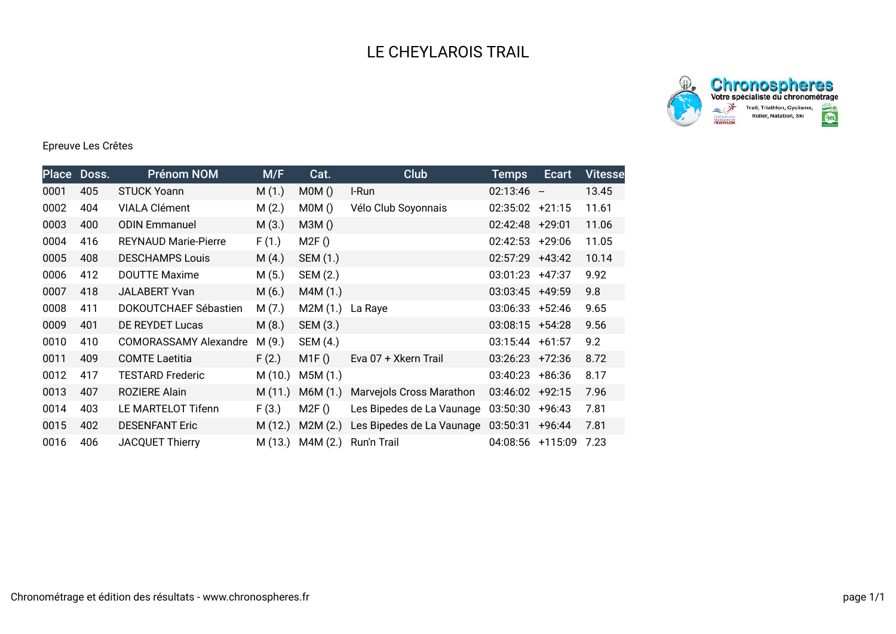# LE CHEYLAROIS TRAIL

Epreuve Les Crêtes

| Place | Doss. | Prénom NOM | M/F | Cat. | Club | Temps | Ecart | Vitesse |
|---|---|---|---|---|---|---|---|---|
| 0001 | 405 | STUCK Yoann | M (1.) | M0M () | I-Run | 02:13:46 | -- | 13.45 |
| 0002 | 404 | VIALA Clément | M (2.) | M0M () | Vélo Club Soyonnais | 02:35:02 | +21:15 | 11.61 |
| 0003 | 400 | ODIN Emmanuel | M (3.) | M3M () | | 02:42:48 | +29:01 | 11.06 |
| 0004 | 416 | REYNAUD Marie-Pierre | F (1.) | M2F () | | 02:42:53 | +29:06 | 11.05 |
| 0005 | 408 | DESCHAMPS Louis | M (4.) | SEM (1.) | | 02:57:29 | +43:42 | 10.14 |
| 0006 | 412 | DOUTTE Maxime | M (5.) | SEM (2.) | | 03:01:23 | +47:37 | 9.92 |
| 0007 | 418 | JALABERT Yvan | M (6.) | M4M (1.) | | 03:03:45 | +49:59 | 9.8 |
| 0008 | 411 | DOKOUTCHAEF Sébastien | M (7.) | M2M (1.) | La Raye | 03:06:33 | +52:46 | 9.65 |
| 0009 | 401 | DE REYDET Lucas | M (8.) | SEM (3.) | | 03:08:15 | +54:28 | 9.56 |
| 0010 | 410 | COMORASSAMY Alexandre | M (9.) | SEM (4.) | | 03:15:44 | +61:57 | 9.2 |
| 0011 | 409 | COMTE Laetitia | F (2.) | M1F () | Eva 07 + Xkern Trail | 03:26:23 | +72:36 | 8.72 |
| 0012 | 417 | TESTARD Frederic | M (10.) | M5M (1.) | | 03:40:23 | +86:36 | 8.17 |
| 0013 | 407 | ROZIERE Alain | M (11.) | M6M (1.) | Marvejols Cross Marathon | 03:46:02 | +92:15 | 7.96 |
| 0014 | 403 | LE MARTELOT Tifenn | F (3.) | M2F () | Les Bipedes de La Vaunage | 03:50:30 | +96:43 | 7.81 |
| 0015 | 402 | DESENFANT Eric | M (12.) | M2M (2.) | Les Bipedes de La Vaunage | 03:50:31 | +96:44 | 7.81 |
| 0016 | 406 | JACQUET Thierry | M (13.) | M4M (2.) | Run'n Trail | 04:08:56 | +115:09 | 7.23 |

Chronométrage et édition des résultats - www.chronospheres.fr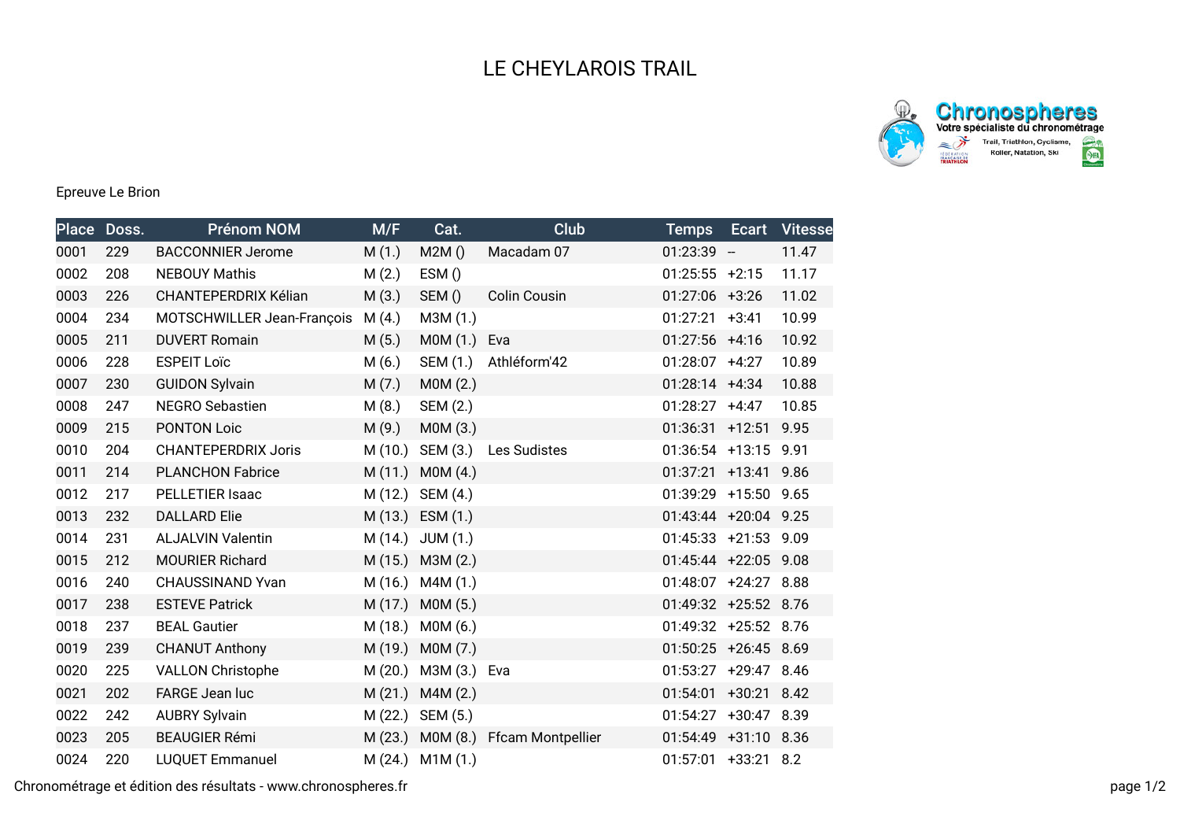# LE CHEYLAROIS TRAIL

Epreuve Le Brion

| Place | Doss. | Prénom NOM | M/F | Cat. | Club | Temps | Ecart | Vitesse |
|---|---|---|---|---|---|---|---|---|
| 0001 | 229 | BACCONNIER Jerome | M (1.) | M2M () | Macadam 07 | 01:23:39 | -- | 11.47 |
| 0002 | 208 | NEBOUY Mathis | M (2.) | ESM () | | 01:25:55 | +2:15 | 11.17 |
| 0003 | 226 | CHANTEPERDRIX Kélian | M (3.) | SEM () | Colin Cousin | 01:27:06 | +3:26 | 11.02 |
| 0004 | 234 | MOTSCHWILLER Jean-François | M (4.) | M3M (1.) | | 01:27:21 | +3:41 | 10.99 |
| 0005 | 211 | DUVERT Romain | M (5.) | M0M (1.) | Eva | 01:27:56 | +4:16 | 10.92 |
| 0006 | 228 | ESPEIT Loïc | M (6.) | SEM (1.) | Athléform'42 | 01:28:07 | +4:27 | 10.89 |
| 0007 | 230 | GUIDON Sylvain | M (7.) | M0M (2.) | | 01:28:14 | +4:34 | 10.88 |
| 0008 | 247 | NEGRO Sebastien | M (8.) | SEM (2.) | | 01:28:27 | +4:47 | 10.85 |
| 0009 | 215 | PONTON Loic | M (9.) | M0M (3.) | | 01:36:31 | +12:51 | 9.95 |
| 0010 | 204 | CHANTEPERDRIX Joris | M (10.) | SEM (3.) | Les Sudistes | 01:36:54 | +13:15 | 9.91 |
| 0011 | 214 | PLANCHON Fabrice | M (11.) | M0M (4.) | | 01:37:21 | +13:41 | 9.86 |
| 0012 | 217 | PELLETIER Isaac | M (12.) | SEM (4.) | | 01:39:29 | +15:50 | 9.65 |
| 0013 | 232 | DALLARD Elie | M (13.) | ESM (1.) | | 01:43:44 | +20:04 | 9.25 |
| 0014 | 231 | ALJALVIN Valentin | M (14.) | JUM (1.) | | 01:45:33 | +21:53 | 9.09 |
| 0015 | 212 | MOURIER Richard | M (15.) | M3M (2.) | | 01:45:44 | +22:05 | 9.08 |
| 0016 | 240 | CHAUSSINAND Yvan | M (16.) | M4M (1.) | | 01:48:07 | +24:27 | 8.88 |
| 0017 | 238 | ESTEVE Patrick | M (17.) | M0M (5.) | | 01:49:32 | +25:52 | 8.76 |
| 0018 | 237 | BEAL Gautier | M (18.) | M0M (6.) | | 01:49:32 | +25:52 | 8.76 |
| 0019 | 239 | CHANUT Anthony | M (19.) | M0M (7.) | | 01:50:25 | +26:45 | 8.69 |
| 0020 | 225 | VALLON Christophe | M (20.) | M3M (3.) | Eva | 01:53:27 | +29:47 | 8.46 |
| 0021 | 202 | FARGE Jean luc | M (21.) | M4M (2.) | | 01:54:01 | +30:21 | 8.42 |
| 0022 | 242 | AUBRY Sylvain | M (22.) | SEM (5.) | | 01:54:27 | +30:47 | 8.39 |
| 0023 | 205 | BEAUGIER Rémi | M (23.) | M0M (8.) | Ffcam Montpellier | 01:54:49 | +31:10 | 8.36 |
| 0024 | 220 | LUQUET Emmanuel | M (24.) | M1M (1.) | | 01:57:01 | +33:21 | 8.2 |

Chronométrage et édition des résultats - www.chronospheres.fr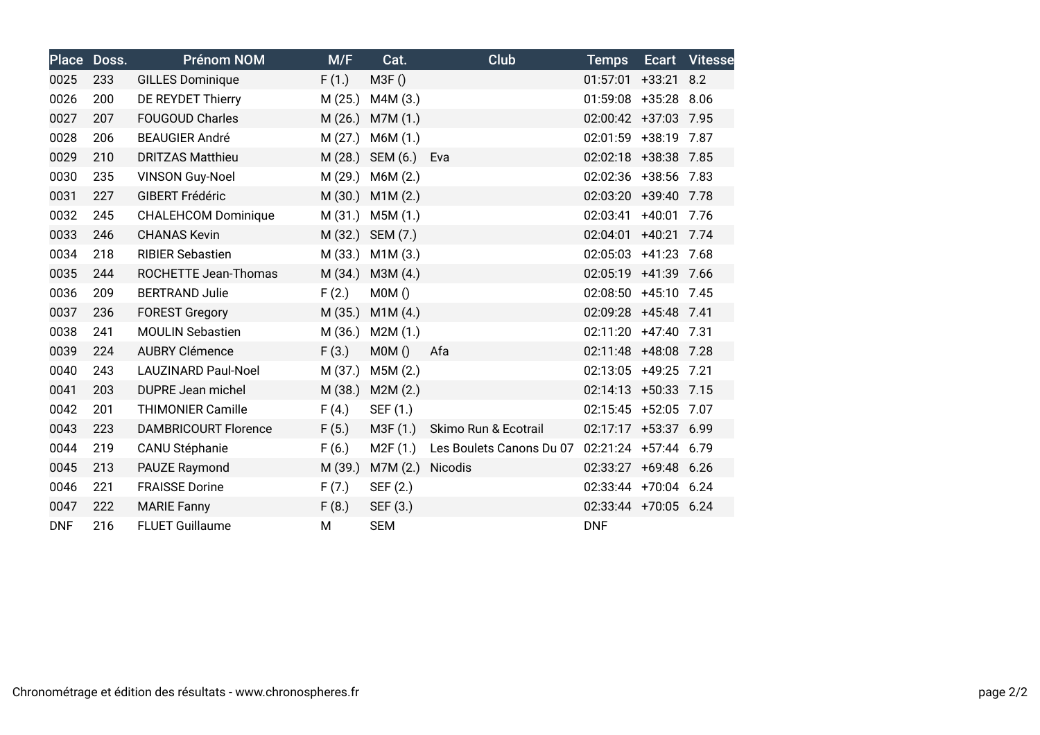| Place | Doss. | Prénom NOM | M/F | Cat. | Club | Temps | Ecart | Vitesse |
|---|---|---|---|---|---|---|---|---|
| 0025 | 233 | GILLES Dominique | F (1.) | M3F () | | 01:57:01 | +33:21 | 8.2 |
| 0026 | 200 | DE REYDET Thierry | M (25.) | M4M (3.) | | 01:59:08 | +35:28 | 8.06 |
| 0027 | 207 | FOUGOUD Charles | M (26.) | M7M (1.) | | 02:00:42 | +37:03 | 7.95 |
| 0028 | 206 | BEAUGIER André | M (27.) | M6M (1.) | | 02:01:59 | +38:19 | 7.87 |
| 0029 | 210 | DRITZAS Matthieu | M (28.) | SEM (6.) | Eva | 02:02:18 | +38:38 | 7.85 |
| 0030 | 235 | VINSON Guy-Noel | M (29.) | M6M (2.) | | 02:02:36 | +38:56 | 7.83 |
| 0031 | 227 | GIBERT Frédéric | M (30.) | M1M (2.) | | 02:03:20 | +39:40 | 7.78 |
| 0032 | 245 | CHALEHCOM Dominique | M (31.) | M5M (1.) | | 02:03:41 | +40:01 | 7.76 |
| 0033 | 246 | CHANAS Kevin | M (32.) | SEM (7.) | | 02:04:01 | +40:21 | 7.74 |
| 0034 | 218 | RIBIER Sebastien | M (33.) | M1M (3.) | | 02:05:03 | +41:23 | 7.68 |
| 0035 | 244 | ROCHETTE Jean-Thomas | M (34.) | M3M (4.) | | 02:05:19 | +41:39 | 7.66 |
| 0036 | 209 | BERTRAND Julie | F (2.) | M0M () | | 02:08:50 | +45:10 | 7.45 |
| 0037 | 236 | FOREST Gregory | M (35.) | M1M (4.) | | 02:09:28 | +45:48 | 7.41 |
| 0038 | 241 | MOULIN Sebastien | M (36.) | M2M (1.) | | 02:11:20 | +47:40 | 7.31 |
| 0039 | 224 | AUBRY Clémence | F (3.) | M0M () | Afa | 02:11:48 | +48:08 | 7.28 |
| 0040 | 243 | LAUZINARD Paul-Noel | M (37.) | M5M (2.) | | 02:13:05 | +49:25 | 7.21 |
| 0041 | 203 | DUPRE Jean michel | M (38.) | M2M (2.) | | 02:14:13 | +50:33 | 7.15 |
| 0042 | 201 | THIMONIER Camille | F (4.) | SEF (1.) | | 02:15:45 | +52:05 | 7.07 |
| 0043 | 223 | DAMBRICOURT Florence | F (5.) | M3F (1.) | Skimo Run & Ecotrail | 02:17:17 | +53:37 | 6.99 |
| 0044 | 219 | CANU Stéphanie | F (6.) | M2F (1.) | Les Boulets Canons Du 07 | 02:21:24 | +57:44 | 6.79 |
| 0045 | 213 | PAUZE Raymond | M (39.) | M7M (2.) | Nicodis | 02:33:27 | +69:48 | 6.26 |
| 0046 | 221 | FRAISSE Dorine | F (7.) | SEF (2.) | | 02:33:44 | +70:04 | 6.24 |
| 0047 | 222 | MARIE Fanny | F (8.) | SEF (3.) | | 02:33:44 | +70:05 | 6.24 |
| DNF | 216 | FLUET Guillaume | M | SEM | | DNF | | |

Chronométrage et édition des résultats - www.chronospheres.fr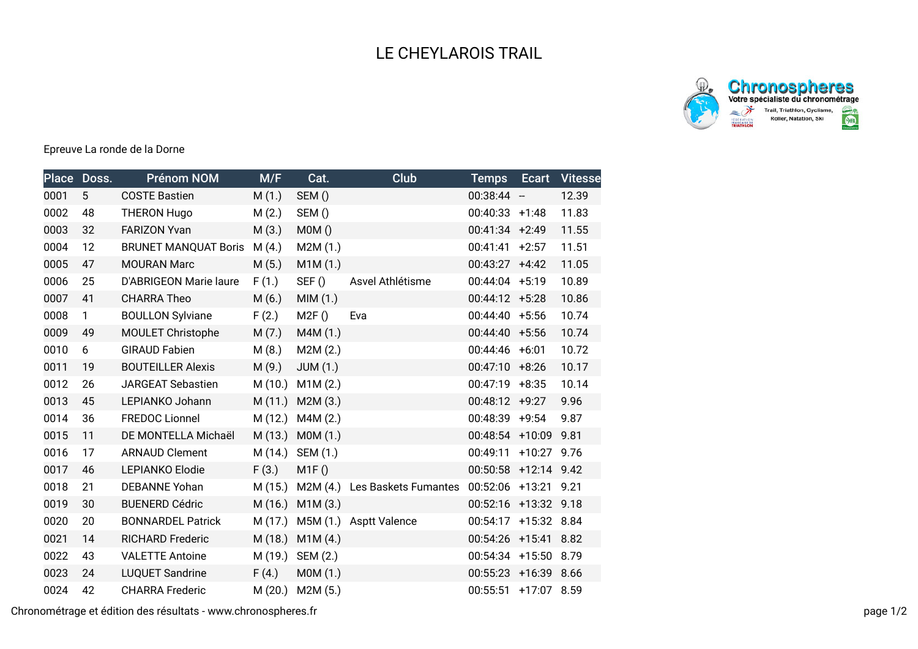# LE CHEYLAROIS TRAIL

Epreuve La ronde de la Dorne

| Place | Doss. | Prénom NOM | M/F | Cat. | Club | Temps | Ecart | Vitesse |
|---|---|---|---|---|---|---|---|---|
| 0001 | 5 | COSTE Bastien | M (1.) | SEM () | | 00:38:44 | -- | 12.39 |
| 0002 | 48 | THERON Hugo | M (2.) | SEM () | | 00:40:33 | +1:48 | 11.83 |
| 0003 | 32 | FARIZON Yvan | M (3.) | M0M () | | 00:41:34 | +2:49 | 11.55 |
| 0004 | 12 | BRUNET MANQUAT Boris | M (4.) | M2M (1.) | | 00:41:41 | +2:57 | 11.51 |
| 0005 | 47 | MOURAN Marc | M (5.) | M1M (1.) | | 00:43:27 | +4:42 | 11.05 |
| 0006 | 25 | D'ABRIGEON Marie laure | F (1.) | SEF () | Asvel Athlétisme | 00:44:04 | +5:19 | 10.89 |
| 0007 | 41 | CHARRA Theo | M (6.) | MIM (1.) | | 00:44:12 | +5:28 | 10.86 |
| 0008 | 1 | BOULLON Sylviane | F (2.) | M2F () | Eva | 00:44:40 | +5:56 | 10.74 |
| 0009 | 49 | MOULET Christophe | M (7.) | M4M (1.) | | 00:44:40 | +5:56 | 10.74 |
| 0010 | 6 | GIRAUD Fabien | M (8.) | M2M (2.) | | 00:44:46 | +6:01 | 10.72 |
| 0011 | 19 | BOUTEILLER Alexis | M (9.) | JUM (1.) | | 00:47:10 | +8:26 | 10.17 |
| 0012 | 26 | JARGEAT Sebastien | M (10.) | M1M (2.) | | 00:47:19 | +8:35 | 10.14 |
| 0013 | 45 | LEPIANKO Johann | M (11.) | M2M (3.) | | 00:48:12 | +9:27 | 9.96 |
| 0014 | 36 | FREDOC Lionnel | M (12.) | M4M (2.) | | 00:48:39 | +9:54 | 9.87 |
| 0015 | 11 | DE MONTELLA Michaël | M (13.) | M0M (1.) | | 00:48:54 | +10:09 | 9.81 |
| 0016 | 17 | ARNAUD Clement | M (14.) | SEM (1.) | | 00:49:11 | +10:27 | 9.76 |
| 0017 | 46 | LEPIANKO Elodie | F (3.) | M1F () | | 00:50:58 | +12:14 | 9.42 |
| 0018 | 21 | DEBANNE Yohan | M (15.) | M2M (4.) | Les Baskets Fumantes | 00:52:06 | +13:21 | 9.21 |
| 0019 | 30 | BUENERD Cédric | M (16.) | M1M (3.) | | 00:52:16 | +13:32 | 9.18 |
| 0020 | 20 | BONNARDEL Patrick | M (17.) | M5M (1.) | Asptt Valence | 00:54:17 | +15:32 | 8.84 |
| 0021 | 14 | RICHARD Frederic | M (18.) | M1M (4.) | | 00:54:26 | +15:41 | 8.82 |
| 0022 | 43 | VALETTE Antoine | M (19.) | SEM (2.) | | 00:54:34 | +15:50 | 8.79 |
| 0023 | 24 | LUQUET Sandrine | F (4.) | M0M (1.) | | 00:55:23 | +16:39 | 8.66 |
| 0024 | 42 | CHARRA Frederic | M (20.) | M2M (5.) | | 00:55:51 | +17:07 | 8.59 |

Chronométrage et édition des résultats - www.chronospheres.fr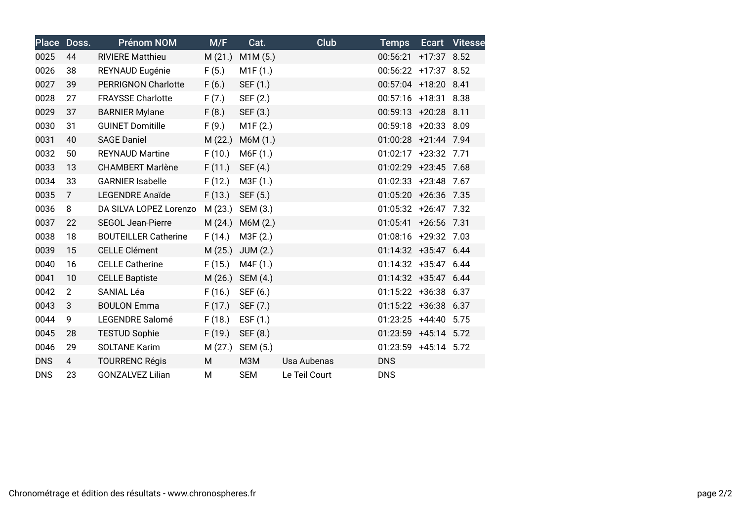| Place | Doss. | Prénom NOM | M/F | Cat. | Club | Temps | Ecart | Vitesse |
|---|---|---|---|---|---|---|---|---|
| 0025 | 44 | RIVIERE Matthieu | M (21.) | M1M (5.) | | 00:56:21 | +17:37 | 8.52 |
| 0026 | 38 | REYNAUD Eugénie | F (5.) | M1F (1.) | | 00:56:22 | +17:37 | 8.52 |
| 0027 | 39 | PERRIGNON Charlotte | F (6.) | SEF (1.) | | 00:57:04 | +18:20 | 8.41 |
| 0028 | 27 | FRAYSSE Charlotte | F (7.) | SEF (2.) | | 00:57:16 | +18:31 | 8.38 |
| 0029 | 37 | BARNIER Mylane | F (8.) | SEF (3.) | | 00:59:13 | +20:28 | 8.11 |
| 0030 | 31 | GUINET Domitille | F (9.) | M1F (2.) | | 00:59:18 | +20:33 | 8.09 |
| 0031 | 40 | SAGE Daniel | M (22.) | M6M (1.) | | 01:00:28 | +21:44 | 7.94 |
| 0032 | 50 | REYNAUD Martine | F (10.) | M6F (1.) | | 01:02:17 | +23:32 | 7.71 |
| 0033 | 13 | CHAMBERT Marlène | F (11.) | SEF (4.) | | 01:02:29 | +23:45 | 7.68 |
| 0034 | 33 | GARNIER Isabelle | F (12.) | M3F (1.) | | 01:02:33 | +23:48 | 7.67 |
| 0035 | 7 | LEGENDRE Anaïde | F (13.) | SEF (5.) | | 01:05:20 | +26:36 | 7.35 |
| 0036 | 8 | DA SILVA LOPEZ Lorenzo | M (23.) | SEM (3.) | | 01:05:32 | +26:47 | 7.32 |
| 0037 | 22 | SEGOL Jean-Pierre | M (24.) | M6M (2.) | | 01:05:41 | +26:56 | 7.31 |
| 0038 | 18 | BOUTEILLER Catherine | F (14.) | M3F (2.) | | 01:08:16 | +29:32 | 7.03 |
| 0039 | 15 | CELLE Clément | M (25.) | JUM (2.) | | 01:14:32 | +35:47 | 6.44 |
| 0040 | 16 | CELLE Catherine | F (15.) | M4F (1.) | | 01:14:32 | +35:47 | 6.44 |
| 0041 | 10 | CELLE Baptiste | M (26.) | SEM (4.) | | 01:14:32 | +35:47 | 6.44 |
| 0042 | 2 | SANIAL Léa | F (16.) | SEF (6.) | | 01:15:22 | +36:38 | 6.37 |
| 0043 | 3 | BOULON Emma | F (17.) | SEF (7.) | | 01:15:22 | +36:38 | 6.37 |
| 0044 | 9 | LEGENDRE Salomé | F (18.) | ESF (1.) | | 01:23:25 | +44:40 | 5.75 |
| 0045 | 28 | TESTUD Sophie | F (19.) | SEF (8.) | | 01:23:59 | +45:14 | 5.72 |
| 0046 | 29 | SOLTANE Karim | M (27.) | SEM (5.) | | 01:23:59 | +45:14 | 5.72 |
| DNS | 4 | TOURRENC Régis | M | M3M | Usa Aubenas | DNS | | |
| DNS | 23 | GONZALVEZ Lilian | M | SEM | Le Teil Court | DNS | | |

Chronométrage et édition des résultats - www.chronospheres.fr